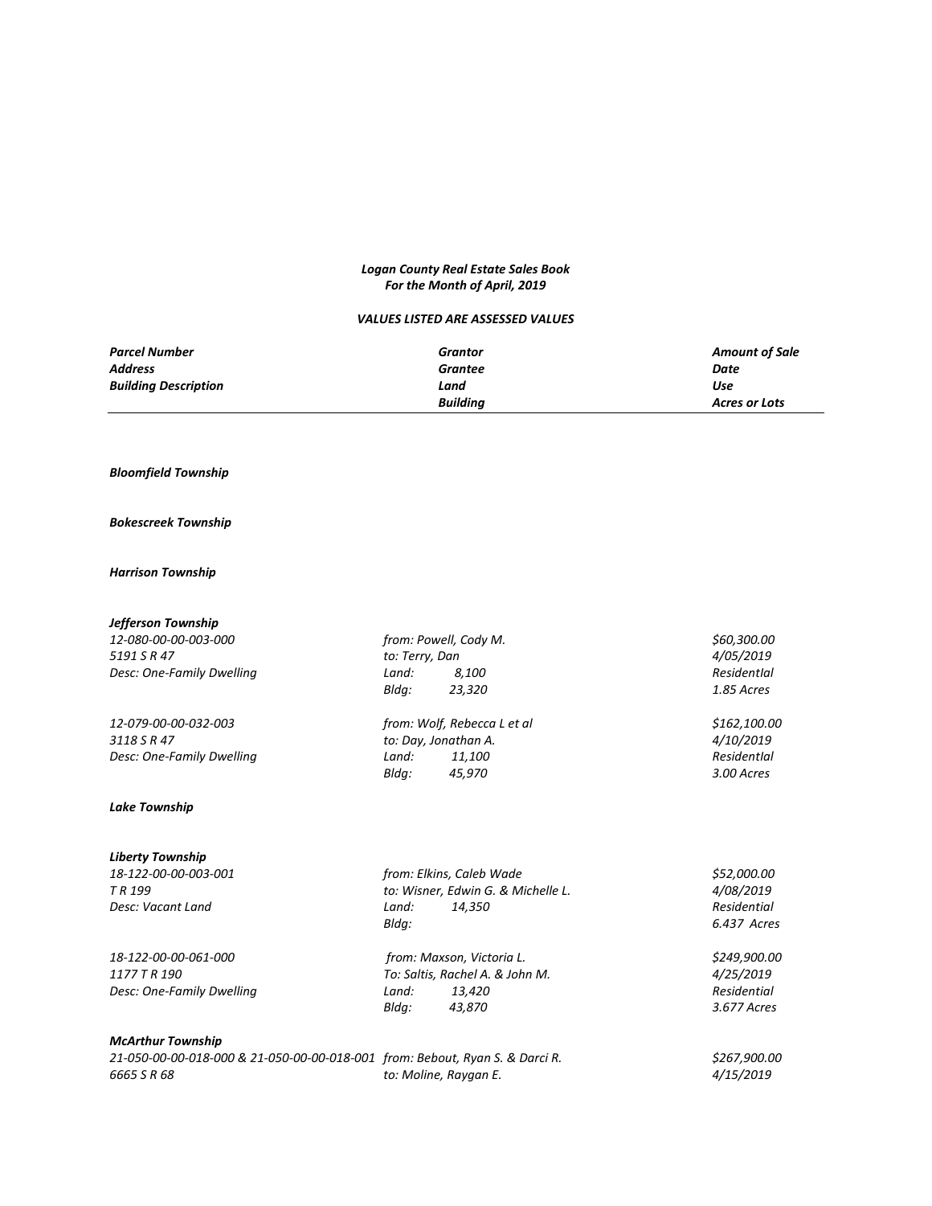***Logan County Real Estate Sales Book***
***For the Month of April, 2019***

***VALUES LISTED ARE ASSESSED VALUES***

| *Parcel Number* | *Grantor* | *Amount of Sale* |
|---|---|---|
| *Address* | *Grantee* | *Date* |
| *Building Description* | *Land* | *Use* |
| | *Building* | *Acres or Lots* |

***Bloomfield Township***

***Bokescreek Township***

***Harrison Township***

***Jefferson Township***

| | | |
|---|---|---|
| *12-080-00-00-003-000* | *from: Powell, Cody M.* | *$60,300.00* |
| *5191 S R 47* | *to: Terry, Dan* | *4/05/2019* |
| *Desc: One-Family Dwelling* | *Land: 8,100* | *ResidentIal* |
| | *Bldg: 23,320* | *1.85 Acres* |
| *12-079-00-00-032-003* | *from: Wolf, Rebecca L et al* | *$162,100.00* |
| *3118 S R 47* | *to: Day, Jonathan A.* | *4/10/2019* |
| *Desc: One-Family Dwelling* | *Land: 11,100* | *ResidentIal* |
| | *Bldg: 45,970* | *3.00 Acres* |

***Lake Township***

***Liberty Township***

| | | |
|---|---|---|
| *18-122-00-00-003-001* | *from: Elkins, Caleb Wade* | *$52,000.00* |
| *T R 199* | *to: Wisner, Edwin G. & Michelle L.* | *4/08/2019* |
| *Desc: Vacant Land* | *Land: 14,350* | *Residential* |
| | *Bldg:* | *6.437 Acres* |
| *18-122-00-00-061-000* | *from: Maxson, Victoria L.* | *$249,900.00* |
| *1177 T R 190* | *To: Saltis, Rachel A. & John M.* | *4/25/2019* |
| *Desc: One-Family Dwelling* | *Land: 13,420* | *Residential* |
| | *Bldg: 43,870* | *3.677 Acres* |

***McArthur Township***

| | | |
|---|---|---|
| *21-050-00-00-018-000 & 21-050-00-00-018-001* | *from: Bebout, Ryan S. & Darci R.* | *$267,900.00* |
| *6665 S R 68* | *to: Moline, Raygan E.* | *4/15/2019* |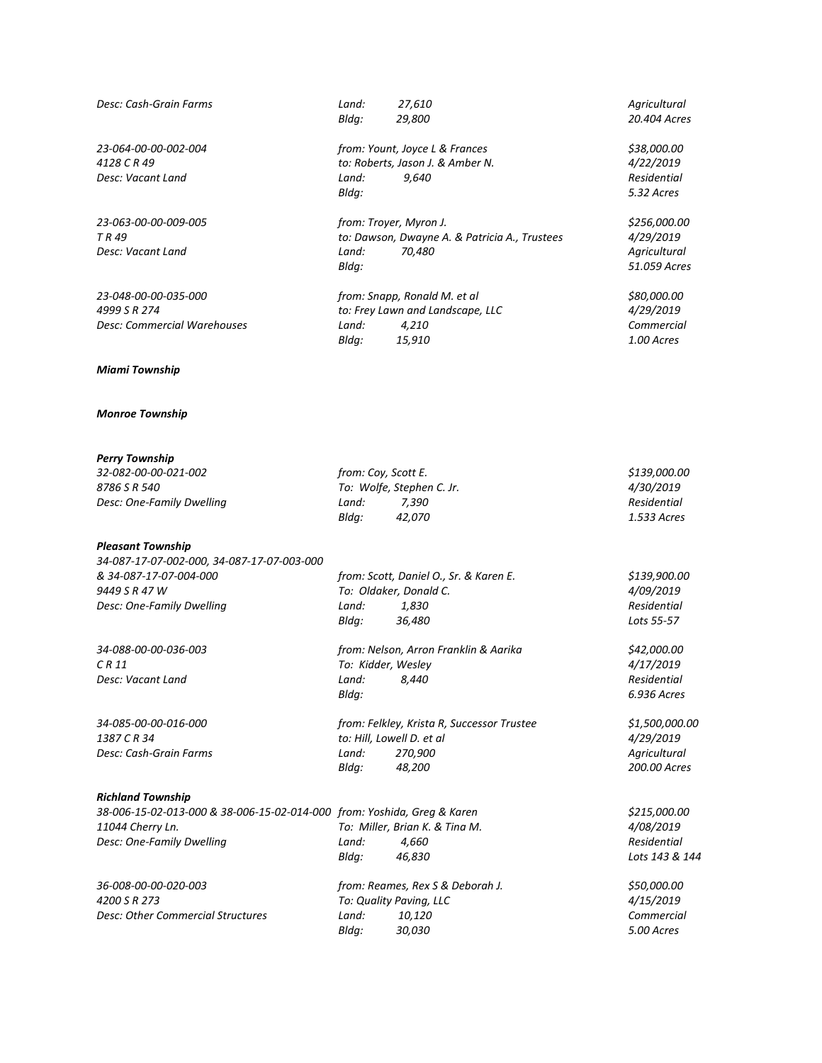*Desc: Cash-Grain Farms* | *Land: 27,610* | *Agricultural*
*Bldg: 29,800* | *20.404 Acres*

*23-064-00-00-002-004*
*4128 C R 49*
*Desc: Vacant Land*
*from: Yount, Joyce L & Frances*
*to: Roberts, Jason J. & Amber N.*
*Land: 9,640*
*Bldg:*
*$38,000.00*
*4/22/2019*
*Residential*
*5.32 Acres*

*23-063-00-00-009-005*
*T R 49*
*Desc: Vacant Land*
*from: Troyer, Myron J.*
*to: Dawson, Dwayne A. & Patricia A., Trustees*
*Land: 70,480*
*Bldg:*
*$256,000.00*
*4/29/2019*
*Agricultural*
*51.059 Acres*

*23-048-00-00-035-000*
*4999 S R 274*
*Desc: Commercial Warehouses*
*from: Snapp, Ronald M. et al*
*to: Frey Lawn and Landscape, LLC*
*Land: 4,210*
*Bldg: 15,910*
*$80,000.00*
*4/29/2019*
*Commercial*
*1.00 Acres*

***Miami Township***

***Monroe Township***

***Perry Township***

*32-082-00-00-021-002*
*8786 S R 540*
*Desc: One-Family Dwelling*
*from: Coy, Scott E.*
*To: Wolfe, Stephen C. Jr.*
*Land: 7,390*
*Bldg: 42,070*
*$139,000.00*
*4/30/2019*
*Residential*
*1.533 Acres*

***Pleasant Township***

*34-087-17-07-002-000, 34-087-17-07-003-000 & 34-087-17-07-004-000*
*9449 S R 47 W*
*Desc: One-Family Dwelling*
*from: Scott, Daniel O., Sr. & Karen E.*
*To: Oldaker, Donald C.*
*Land: 1,830*
*Bldg: 36,480*
*$139,900.00*
*4/09/2019*
*Residential*
*Lots 55-57*

*34-088-00-00-036-003*
*C R 11*
*Desc: Vacant Land*
*from: Nelson, Arron Franklin & Aarika*
*To: Kidder, Wesley*
*Land: 8,440*
*Bldg:*
*$42,000.00*
*4/17/2019*
*Residential*
*6.936 Acres*

*34-085-00-00-016-000*
*1387 C R 34*
*Desc: Cash-Grain Farms*
*from: Felkley, Krista R, Successor Trustee*
*to: Hill, Lowell D. et al*
*Land: 270,900*
*Bldg: 48,200*
*$1,500,000.00*
*4/29/2019*
*Agricultural*
*200.00 Acres*

***Richland Township***

*38-006-15-02-013-000 & 38-006-15-02-014-000*
*11044 Cherry Ln.*
*Desc: One-Family Dwelling*
*from: Yoshida, Greg & Karen*
*To: Miller, Brian K. & Tina M.*
*Land: 4,660*
*Bldg: 46,830*
*$215,000.00*
*4/08/2019*
*Residential*
*Lots 143 & 144*

*36-008-00-00-020-003*
*4200 S R 273*
*Desc: Other Commercial Structures*
*from: Reames, Rex S & Deborah J.*
*To: Quality Paving, LLC*
*Land: 10,120*
*Bldg: 30,030*
*$50,000.00*
*4/15/2019*
*Commercial*
*5.00 Acres*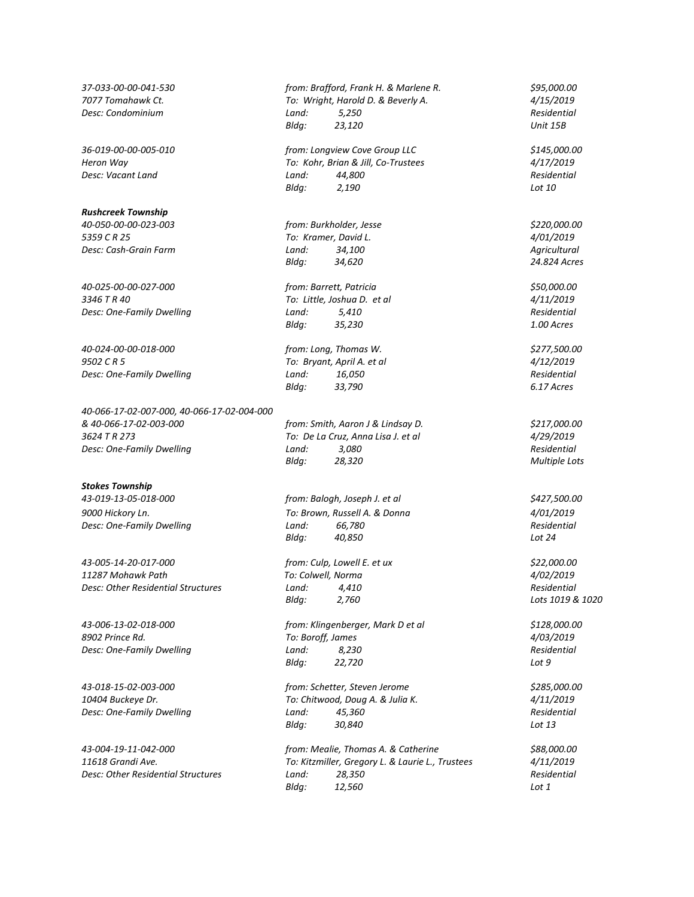*37-033-00-00-041-530*
*7077 Tomahawk Ct.*
*Desc: Condominium*

*from: Brafford, Frank H. & Marlene R.*
*To: Wright, Harold D. & Beverly A.*
*Land: 5,250*
*Bldg: 23,120*

*$95,000.00*
*4/15/2019*
*Residential*
*Unit 15B*

*36-019-00-00-005-010*
*Heron Way*
*Desc: Vacant Land*

*from: Longview Cove Group LLC*
*To: Kohr, Brian & Jill, Co-Trustees*
*Land: 44,800*
*Bldg: 2,190*

*$145,000.00*
*4/17/2019*
*Residential*
*Lot 10*

***Rushcreek Township***

*40-050-00-00-023-003*
*5359 C R 25*
*Desc: Cash-Grain Farm*

*from: Burkholder, Jesse*
*To: Kramer, David L.*
*Land: 34,100*
*Bldg: 34,620*

*$220,000.00*
*4/01/2019*
*Agricultural*
*24.824 Acres*

*40-025-00-00-027-000*
*3346 T R 40*
*Desc: One-Family Dwelling*

*from: Barrett, Patricia*
*To: Little, Joshua D. et al*
*Land: 5,410*
*Bldg: 35,230*

*$50,000.00*
*4/11/2019*
*Residential*
*1.00 Acres*

*40-024-00-00-018-000*
*9502 C R 5*
*Desc: One-Family Dwelling*

*from: Long, Thomas W.*
*To: Bryant, April A. et al*
*Land: 16,050*
*Bldg: 33,790*

*$277,500.00*
*4/12/2019*
*Residential*
*6.17 Acres*

*40-066-17-02-007-000, 40-066-17-02-004-000 & 40-066-17-02-003-000*
*3624 T R 273*
*Desc: One-Family Dwelling*

*from: Smith, Aaron J & Lindsay D.*
*To: De La Cruz, Anna Lisa J. et al*
*Land: 3,080*
*Bldg: 28,320*

*$217,000.00*
*4/29/2019*
*Residential*
*Multiple Lots*

***Stokes Township***

*43-019-13-05-018-000*
*9000 Hickory Ln.*
*Desc: One-Family Dwelling*

*from: Balogh, Joseph J. et al*
*To: Brown, Russell A. & Donna*
*Land: 66,780*
*Bldg: 40,850*

*$427,500.00*
*4/01/2019*
*Residential*
*Lot 24*

*43-005-14-20-017-000*
*11287 Mohawk Path*
*Desc: Other Residential Structures*

*from: Culp, Lowell E. et ux*
*To: Colwell, Norma*
*Land: 4,410*
*Bldg: 2,760*

*$22,000.00*
*4/02/2019*
*Residential*
*Lots 1019 & 1020*

*43-006-13-02-018-000*
*8902 Prince Rd.*
*Desc: One-Family Dwelling*

*from: Klingenberger, Mark D et al*
*To: Boroff, James*
*Land: 8,230*
*Bldg: 22,720*

*$128,000.00*
*4/03/2019*
*Residential*
*Lot 9*

*43-018-15-02-003-000*
*10404 Buckeye Dr.*
*Desc: One-Family Dwelling*

*from: Schetter, Steven Jerome*
*To: Chitwood, Doug A. & Julia K.*
*Land: 45,360*
*Bldg: 30,840*

*$285,000.00*
*4/11/2019*
*Residential*
*Lot 13*

*43-004-19-11-042-000*
*11618 Grandi Ave.*
*Desc: Other Residential Structures*

*from: Mealie, Thomas A. & Catherine*
*To: Kitzmiller, Gregory L. & Laurie L., Trustees*
*Land: 28,350*
*Bldg: 12,560*

*$88,000.00*
*4/11/2019*
*Residential*
*Lot 1*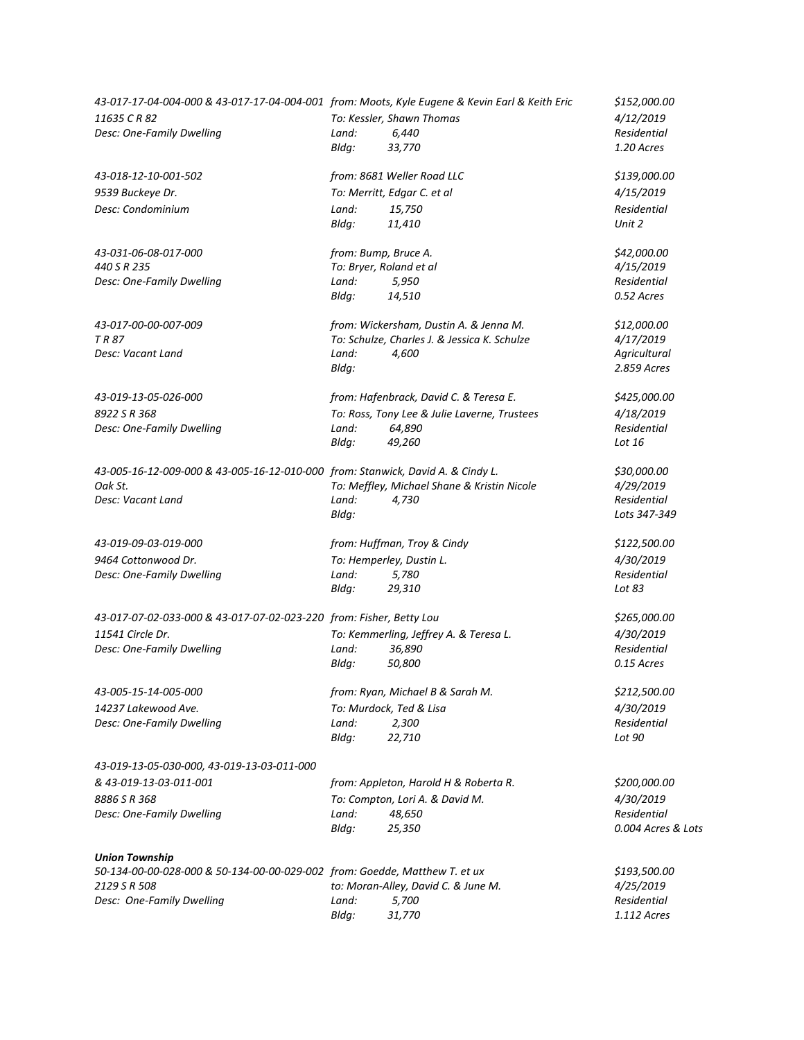*43-017-17-04-004-000 & 43-017-17-04-004-001 from: Moots, Kyle Eugene & Kevin Earl & Keith Eric $152,000.00*
*11635 C R 82 To: Kessler, Shawn Thomas 4/12/2019*
*Desc: One-Family Dwelling Land: 6,440 Residential*
*Bldg: 33,770 1.20 Acres*

*43-018-12-10-001-502 from: 8681 Weller Road LLC $139,000.00*
*9539 Buckeye Dr. To: Merritt, Edgar C. et al 4/15/2019*
*Desc: Condominium Land: 15,750 Residential*
*Bldg: 11,410 Unit 2*

*43-031-06-08-017-000 from: Bump, Bruce A. $42,000.00*
*440 S R 235 To: Bryer, Roland et al 4/15/2019*
*Desc: One-Family Dwelling Land: 5,950 Residential*
*Bldg: 14,510 0.52 Acres*

*43-017-00-00-007-009 from: Wickersham, Dustin A. & Jenna M. $12,000.00*
*T R 87 To: Schulze, Charles J. & Jessica K. Schulze 4/17/2019*
*Desc: Vacant Land Land: 4,600 Agricultural*
*Bldg: 2.859 Acres*

*43-019-13-05-026-000 from: Hafenbrack, David C. & Teresa E. $425,000.00*
*8922 S R 368 To: Ross, Tony Lee & Julie Laverne, Trustees 4/18/2019*
*Desc: One-Family Dwelling Land: 64,890 Residential*
*Bldg: 49,260 Lot 16*

*43-005-16-12-009-000 & 43-005-16-12-010-000 from: Stanwick, David A. & Cindy L. $30,000.00*
*Oak St. To: Meffley, Michael Shane & Kristin Nicole 4/29/2019*
*Desc: Vacant Land Land: 4,730 Residential*
*Bldg: Lots 347-349*

*43-019-09-03-019-000 from: Huffman, Troy & Cindy $122,500.00*
*9464 Cottonwood Dr. To: Hemperley, Dustin L. 4/30/2019*
*Desc: One-Family Dwelling Land: 5,780 Residential*
*Bldg: 29,310 Lot 83*

*43-017-07-02-033-000 & 43-017-07-02-023-220 from: Fisher, Betty Lou $265,000.00*
*11541 Circle Dr. To: Kemmerling, Jeffrey A. & Teresa L. 4/30/2019*
*Desc: One-Family Dwelling Land: 36,890 Residential*
*Bldg: 50,800 0.15 Acres*

*43-005-15-14-005-000 from: Ryan, Michael B & Sarah M. $212,500.00*
*14237 Lakewood Ave. To: Murdock, Ted & Lisa 4/30/2019*
*Desc: One-Family Dwelling Land: 2,300 Residential*
*Bldg: 22,710 Lot 90*

*43-019-13-05-030-000, 43-019-13-03-011-000*
*& 43-019-13-03-011-001 from: Appleton, Harold H & Roberta R. $200,000.00*
*8886 S R 368 To: Compton, Lori A. & David M. 4/30/2019*
*Desc: One-Family Dwelling Land: 48,650 Residential*
*Bldg: 25,350 0.004 Acres & Lots*

***Union Township***
*50-134-00-00-028-000 & 50-134-00-00-029-002 from: Goedde, Matthew T. et ux $193,500.00*
*2129 S R 508 to: Moran-Alley, David C. & June M. 4/25/2019*
*Desc: One-Family Dwelling Land: 5,700 Residential*
*Bldg: 31,770 1.112 Acres*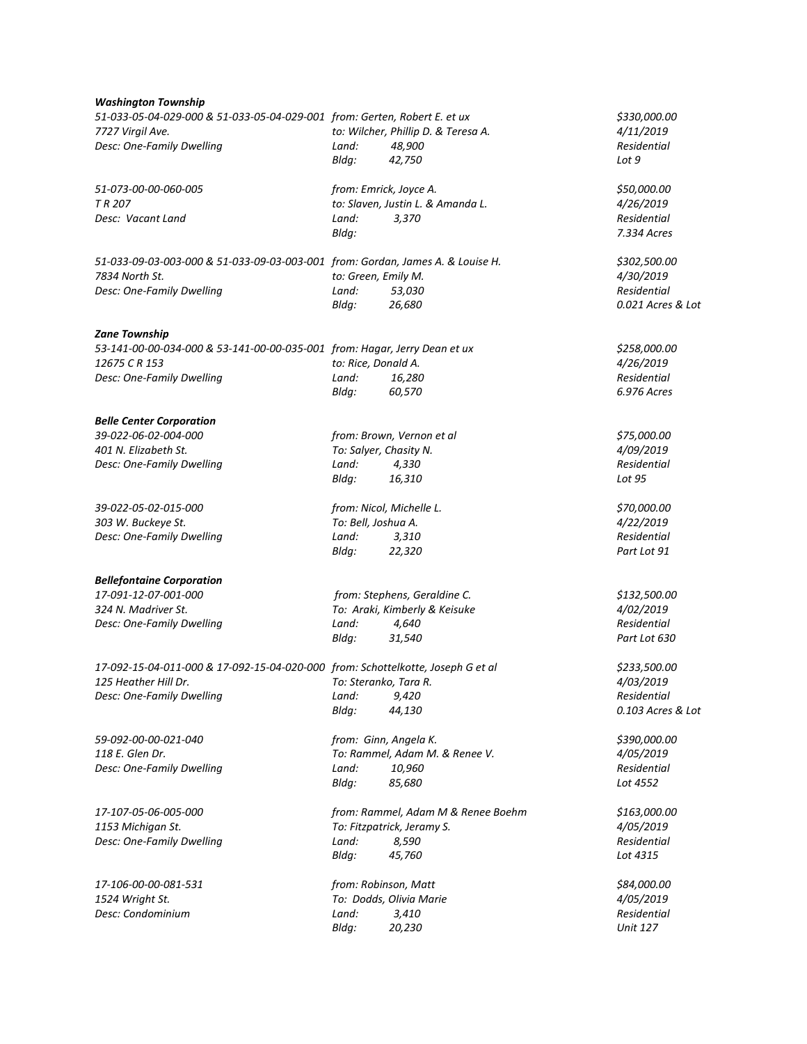***Washington Township***

*51-033-05-04-029-000 & 51-033-05-04-029-001 from: Gerten, Robert E. et ux $330,000.00*
*7727 Virgil Ave. to: Wilcher, Phillip D. & Teresa A. 4/11/2019*
*Desc: One-Family Dwelling Land: 48,900 Residential*
*Bldg: 42,750 Lot 9*

*51-073-00-00-060-005 from: Emrick, Joyce A. $50,000.00*
*T R 207 to: Slaven, Justin L. & Amanda L. 4/26/2019*
*Desc: Vacant Land Land: 3,370 Residential*
*Bldg: 7.334 Acres*

*51-033-09-03-003-000 & 51-033-09-03-003-001 from: Gordan, James A. & Louise H. $302,500.00*
*7834 North St. to: Green, Emily M. 4/30/2019*
*Desc: One-Family Dwelling Land: 53,030 Residential*
*Bldg: 26,680 0.021 Acres & Lot*

***Zane Township***

*53-141-00-00-034-000 & 53-141-00-00-035-001 from: Hagar, Jerry Dean et ux $258,000.00*
*12675 C R 153 to: Rice, Donald A. 4/26/2019*
*Desc: One-Family Dwelling Land: 16,280 Residential*
*Bldg: 60,570 6.976 Acres*

***Belle Center Corporation***

*39-022-06-02-004-000 from: Brown, Vernon et al $75,000.00*
*401 N. Elizabeth St. To: Salyer, Chasity N. 4/09/2019*
*Desc: One-Family Dwelling Land: 4,330 Residential*
*Bldg: 16,310 Lot 95*

*39-022-05-02-015-000 from: Nicol, Michelle L. $70,000.00*
*303 W. Buckeye St. To: Bell, Joshua A. 4/22/2019*
*Desc: One-Family Dwelling Land: 3,310 Residential*
*Bldg: 22,320 Part Lot 91*

***Bellefontaine Corporation***

*17-091-12-07-001-000 from: Stephens, Geraldine C. $132,500.00*
*324 N. Madriver St. To: Araki, Kimberly & Keisuke 4/02/2019*
*Desc: One-Family Dwelling Land: 4,640 Residential*
*Bldg: 31,540 Part Lot 630*

*17-092-15-04-011-000 & 17-092-15-04-020-000 from: Schottelkotte, Joseph G et al $233,500.00*
*125 Heather Hill Dr. To: Steranko, Tara R. 4/03/2019*
*Desc: One-Family Dwelling Land: 9,420 Residential*
*Bldg: 44,130 0.103 Acres & Lot*

*59-092-00-00-021-040 from: Ginn, Angela K. $390,000.00*
*118 E. Glen Dr. To: Rammel, Adam M. & Renee V. 4/05/2019*
*Desc: One-Family Dwelling Land: 10,960 Residential*
*Bldg: 85,680 Lot 4552*

*17-107-05-06-005-000 from: Rammel, Adam M & Renee Boehm $163,000.00*
*1153 Michigan St. To: Fitzpatrick, Jeramy S. 4/05/2019*
*Desc: One-Family Dwelling Land: 8,590 Residential*
*Bldg: 45,760 Lot 4315*

*17-106-00-00-081-531 from: Robinson, Matt $84,000.00*
*1524 Wright St. To: Dodds, Olivia Marie 4/05/2019*
*Desc: Condominium Land: 3,410 Residential*
*Bldg: 20,230 Unit 127*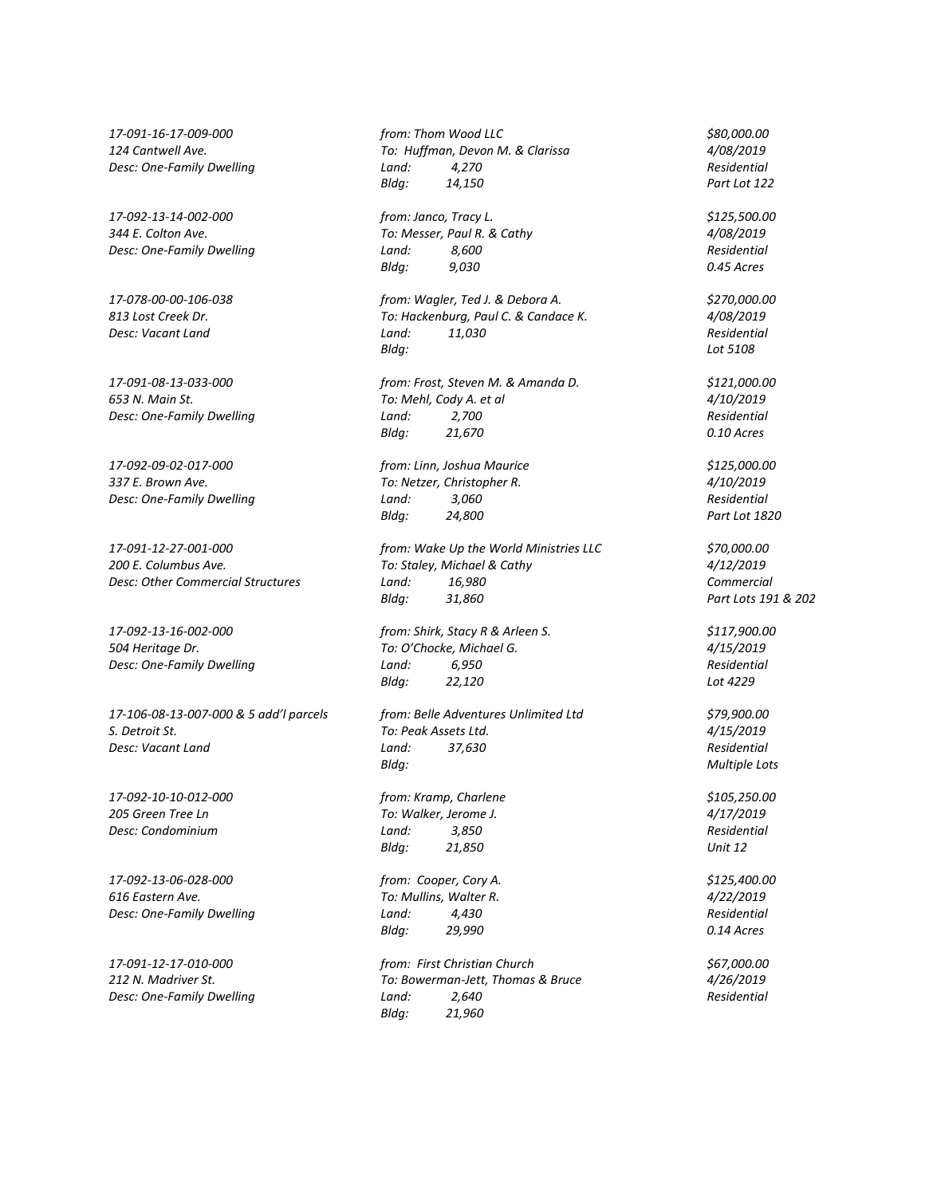*17-091-16-17-009-000*
*124 Cantwell Ave.*
*Desc: One-Family Dwelling*
*from: Thom Wood LLC*
*To: Huffman, Devon M. & Clarissa*
*Land: 4,270*
*Bldg: 14,150*
*$80,000.00*
*4/08/2019*
*Residential*
*Part Lot 122*

*17-092-13-14-002-000*
*344 E. Colton Ave.*
*Desc: One-Family Dwelling*
*from: Janco, Tracy L.*
*To: Messer, Paul R. & Cathy*
*Land: 8,600*
*Bldg: 9,030*
*$125,500.00*
*4/08/2019*
*Residential*
*0.45 Acres*

*17-078-00-00-106-038*
*813 Lost Creek Dr.*
*Desc: Vacant Land*
*from: Wagler, Ted J. & Debora A.*
*To: Hackenburg, Paul C. & Candace K.*
*Land: 11,030*
*Bldg:*
*$270,000.00*
*4/08/2019*
*Residential*
*Lot 5108*

*17-091-08-13-033-000*
*653 N. Main St.*
*Desc: One-Family Dwelling*
*from: Frost, Steven M. & Amanda D.*
*To: Mehl, Cody A. et al*
*Land: 2,700*
*Bldg: 21,670*
*$121,000.00*
*4/10/2019*
*Residential*
*0.10 Acres*

*17-092-09-02-017-000*
*337 E. Brown Ave.*
*Desc: One-Family Dwelling*
*from: Linn, Joshua Maurice*
*To: Netzer, Christopher R.*
*Land: 3,060*
*Bldg: 24,800*
*$125,000.00*
*4/10/2019*
*Residential*
*Part Lot 1820*

*17-091-12-27-001-000*
*200 E. Columbus Ave.*
*Desc: Other Commercial Structures*
*from: Wake Up the World Ministries LLC*
*To: Staley, Michael & Cathy*
*Land: 16,980*
*Bldg: 31,860*
*$70,000.00*
*4/12/2019*
*Commercial*
*Part Lots 191 & 202*

*17-092-13-16-002-000*
*504 Heritage Dr.*
*Desc: One-Family Dwelling*
*from: Shirk, Stacy R & Arleen S.*
*To: O'Chocke, Michael G.*
*Land: 6,950*
*Bldg: 22,120*
*$117,900.00*
*4/15/2019*
*Residential*
*Lot 4229*

*17-106-08-13-007-000 & 5 add'l parcels*
*S. Detroit St.*
*Desc: Vacant Land*
*from: Belle Adventures Unlimited Ltd*
*To: Peak Assets Ltd.*
*Land: 37,630*
*Bldg:*
*$79,900.00*
*4/15/2019*
*Residential*
*Multiple Lots*

*17-092-10-10-012-000*
*205 Green Tree Ln*
*Desc: Condominium*
*from: Kramp, Charlene*
*To: Walker, Jerome J.*
*Land: 3,850*
*Bldg: 21,850*
*$105,250.00*
*4/17/2019*
*Residential*
*Unit 12*

*17-092-13-06-028-000*
*616 Eastern Ave.*
*Desc: One-Family Dwelling*
*from: Cooper, Cory A.*
*To: Mullins, Walter R.*
*Land: 4,430*
*Bldg: 29,990*
*$125,400.00*
*4/22/2019*
*Residential*
*0.14 Acres*

*17-091-12-17-010-000*
*212 N. Madriver St.*
*Desc: One-Family Dwelling*
*from: First Christian Church*
*To: Bowerman-Jett, Thomas & Bruce*
*Land: 2,640*
*Bldg: 21,960*
*$67,000.00*
*4/26/2019*
*Residential*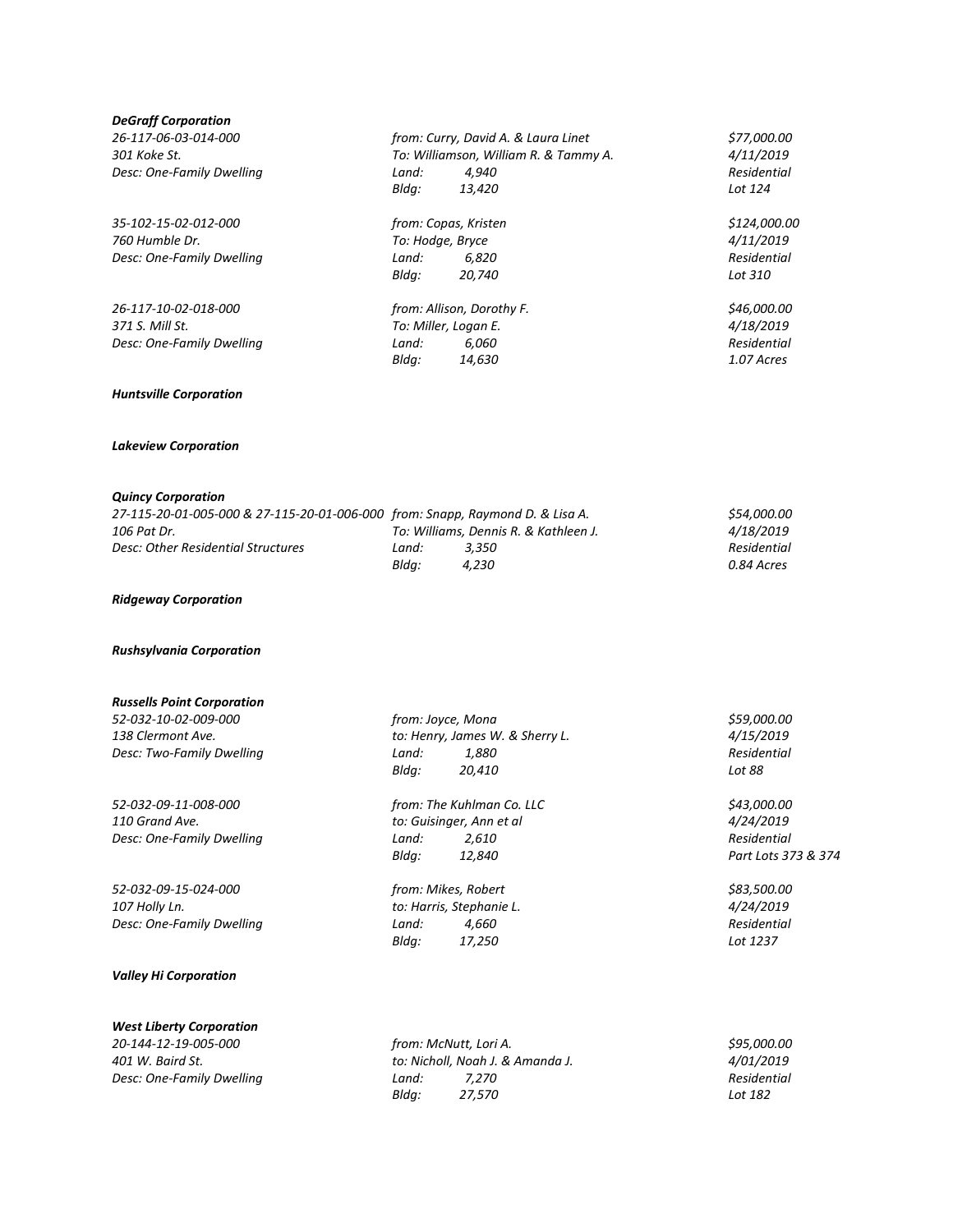***DeGraff Corporation***

*26-117-06-03-014-000* | *from: Curry, David A. & Laura Linet* | *$77,000.00*
*301 Koke St.* | *To: Williamson, William R. & Tammy A.* | *4/11/2019*
*Desc: One-Family Dwelling* | *Land: 4,940* | *Residential*
*Bldg: 13,420* | *Lot 124*

*35-102-15-02-012-000* | *from: Copas, Kristen* | *$124,000.00*
*760 Humble Dr.* | *To: Hodge, Bryce* | *4/11/2019*
*Desc: One-Family Dwelling* | *Land: 6,820* | *Residential*
*Bldg: 20,740* | *Lot 310*

*26-117-10-02-018-000* | *from: Allison, Dorothy F.* | *$46,000.00*
*371 S. Mill St.* | *To: Miller, Logan E.* | *4/18/2019*
*Desc: One-Family Dwelling* | *Land: 6,060* | *Residential*
*Bldg: 14,630* | *1.07 Acres*

***Huntsville Corporation***

***Lakeview Corporation***

***Quincy Corporation***

*27-115-20-01-005-000 & 27-115-20-01-006-000* | *from: Snapp, Raymond D. & Lisa A.* | *$54,000.00*
*106 Pat Dr.* | *To: Williams, Dennis R. & Kathleen J.* | *4/18/2019*
*Desc: Other Residential Structures* | *Land: 3,350* | *Residential*
*Bldg: 4,230* | *0.84 Acres*

***Ridgeway Corporation***

***Rushsylvania Corporation***

***Russells Point Corporation***

*52-032-10-02-009-000* | *from: Joyce, Mona* | *$59,000.00*
*138 Clermont Ave.* | *to: Henry, James W. & Sherry L.* | *4/15/2019*
*Desc: Two-Family Dwelling* | *Land: 1,880* | *Residential*
*Bldg: 20,410* | *Lot 88*

*52-032-09-11-008-000* | *from: The Kuhlman Co. LLC* | *$43,000.00*
*110 Grand Ave.* | *to: Guisinger, Ann et al* | *4/24/2019*
*Desc: One-Family Dwelling* | *Land: 2,610* | *Residential*
*Bldg: 12,840* | *Part Lots 373 & 374*

*52-032-09-15-024-000* | *from: Mikes, Robert* | *$83,500.00*
*107 Holly Ln.* | *to: Harris, Stephanie L.* | *4/24/2019*
*Desc: One-Family Dwelling* | *Land: 4,660* | *Residential*
*Bldg: 17,250* | *Lot 1237*

***Valley Hi Corporation***

***West Liberty Corporation***

*20-144-12-19-005-000* | *from: McNutt, Lori A.* | *$95,000.00*
*401 W. Baird St.* | *to: Nicholl, Noah J. & Amanda J.* | *4/01/2019*
*Desc: One-Family Dwelling* | *Land: 7,270* | *Residential*
*Bldg: 27,570* | *Lot 182*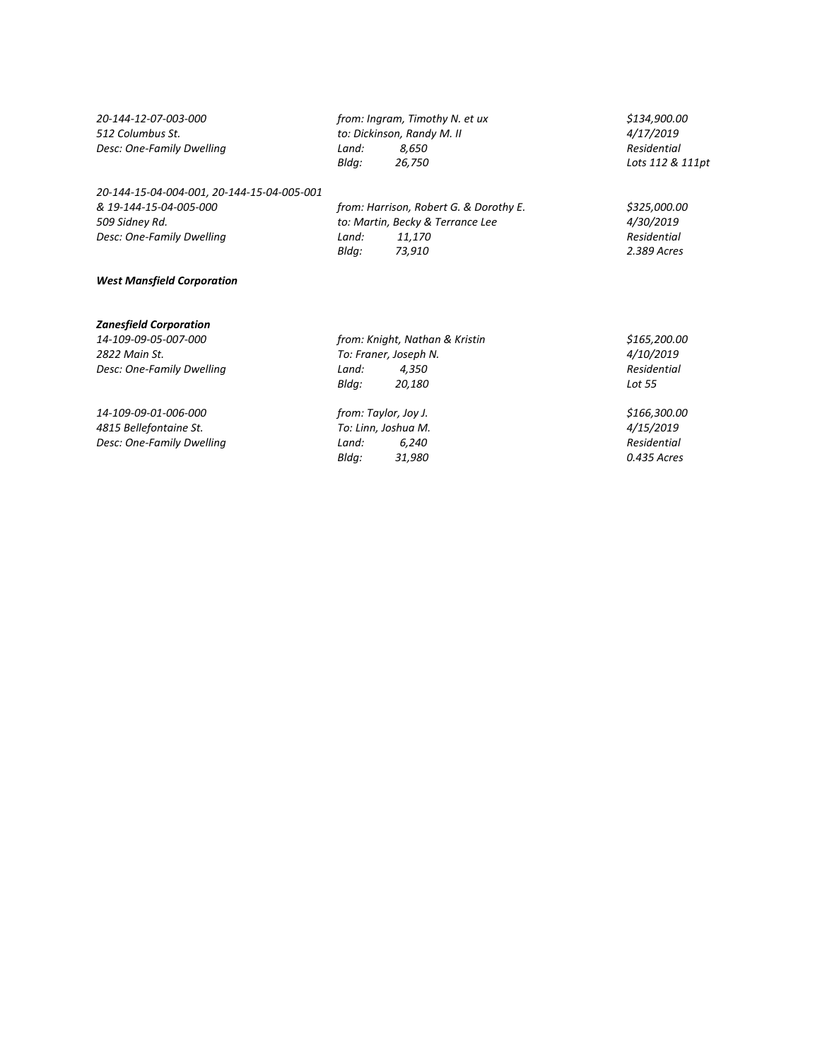| | | |
|---|---|---|
| *20-144-12-07-003-000* | *from: Ingram, Timothy N. et ux* | *$134,900.00* |
| *512 Columbus St.* | *to: Dickinson, Randy M. II* | *4/17/2019* |
| *Desc: One-Family Dwelling* | *Land: 8,650* | *Residential* |
| | *Bldg: 26,750* | *Lots 112 & 111pt* |
| | | |
| *20-144-15-04-004-001, 20-144-15-04-005-001* | | |
| *& 19-144-15-04-005-000* | *from: Harrison, Robert G. & Dorothy E.* | *$325,000.00* |
| *509 Sidney Rd.* | *to: Martin, Becky & Terrance Lee* | *4/30/2019* |
| *Desc: One-Family Dwelling* | *Land: 11,170* | *Residential* |
| | *Bldg: 73,910* | *2.389 Acres* |

***West Mansfield Corporation***

***Zanesfield Corporation***

| | | |
|---|---|---|
| *14-109-09-05-007-000* | *from: Knight, Nathan & Kristin* | *$165,200.00* |
| *2822 Main St.* | *To: Franer, Joseph N.* | *4/10/2019* |
| *Desc: One-Family Dwelling* | *Land: 4,350* | *Residential* |
| | *Bldg: 20,180* | *Lot 55* |
| | | |
| *14-109-09-01-006-000* | *from: Taylor, Joy J.* | *$166,300.00* |
| *4815 Bellefontaine St.* | *To: Linn, Joshua M.* | *4/15/2019* |
| *Desc: One-Family Dwelling* | *Land: 6,240* | *Residential* |
| | *Bldg: 31,980* | *0.435 Acres* |